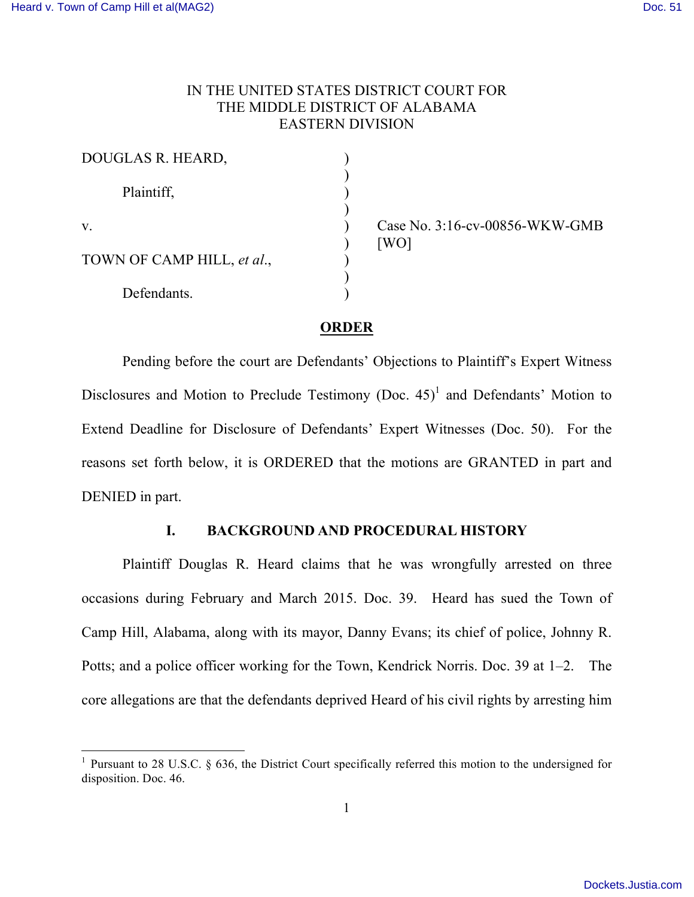IN THE UNITED STATES DISTRICT COURT FOR
THE MIDDLE DISTRICT OF ALABAMA
EASTERN DIVISION

| | | |
|---|---|---|
| DOUGLAS R. HEARD, | ) | |
| | ) | |
| Plaintiff, | ) | |
| | ) | |
| v. | ) | Case No. 3:16-cv-00856-WKW-GMB |
| | ) | [WO] |
| TOWN OF CAMP HILL, *et al*., | ) | |
| | ) | |
| Defendants. | ) | |

## ORDER

Pending before the court are Defendants' Objections to Plaintiff's Expert Witness Disclosures and Motion to Preclude Testimony (Doc. 45)[1] and Defendants' Motion to Extend Deadline for Disclosure of Defendants' Expert Witnesses (Doc. 50). For the reasons set forth below, it is ORDERED that the motions are GRANTED in part and DENIED in part.

### I. BACKGROUND AND PROCEDURAL HISTORY

Plaintiff Douglas R. Heard claims that he was wrongfully arrested on three occasions during February and March 2015. Doc. 39. Heard has sued the Town of Camp Hill, Alabama, along with its mayor, Danny Evans; its chief of police, Johnny R. Potts; and a police officer working for the Town, Kendrick Norris. Doc. 39 at 1–2. The core allegations are that the defendants deprived Heard of his civil rights by arresting him

[1] Pursuant to 28 U.S.C. § 636, the District Court specifically referred this motion to the undersigned for disposition. Doc. 46.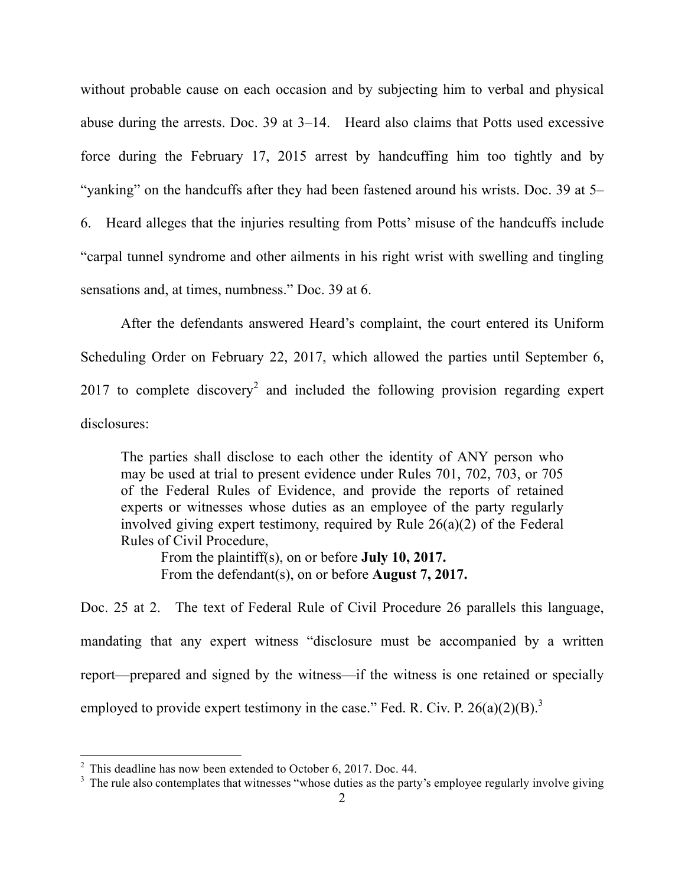without probable cause on each occasion and by subjecting him to verbal and physical abuse during the arrests. Doc. 39 at 3–14. Heard also claims that Potts used excessive force during the February 17, 2015 arrest by handcuffing him too tightly and by "yanking" on the handcuffs after they had been fastened around his wrists. Doc. 39 at 5–6. Heard alleges that the injuries resulting from Potts' misuse of the handcuffs include "carpal tunnel syndrome and other ailments in his right wrist with swelling and tingling sensations and, at times, numbness." Doc. 39 at 6.

After the defendants answered Heard's complaint, the court entered its Uniform Scheduling Order on February 22, 2017, which allowed the parties until September 6, 2017 to complete discovery[2] and included the following provision regarding expert disclosures:

> The parties shall disclose to each other the identity of ANY person who may be used at trial to present evidence under Rules 701, 702, 703, or 705 of the Federal Rules of Evidence, and provide the reports of retained experts or witnesses whose duties as an employee of the party regularly involved giving expert testimony, required by Rule 26(a)(2) of the Federal Rules of Civil Procedure,
>
> From the plaintiff(s), on or before **July 10, 2017.**
>
> From the defendant(s), on or before **August 7, 2017.**

Doc. 25 at 2. The text of Federal Rule of Civil Procedure 26 parallels this language, mandating that any expert witness "disclosure must be accompanied by a written report—prepared and signed by the witness—if the witness is one retained or specially employed to provide expert testimony in the case." Fed. R. Civ. P. 26(a)(2)(B).[3]

---

[2] This deadline has now been extended to October 6, 2017. Doc. 44.

[3] The rule also contemplates that witnesses "whose duties as the party's employee regularly involve giving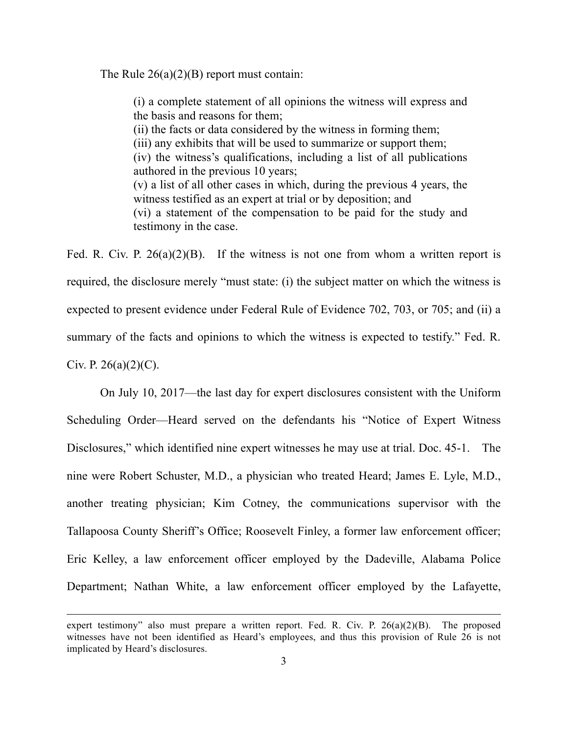The Rule 26(a)(2)(B) report must contain:

> (i) a complete statement of all opinions the witness will express and the basis and reasons for them;
> (ii) the facts or data considered by the witness in forming them;
> (iii) any exhibits that will be used to summarize or support them;
> (iv) the witness's qualifications, including a list of all publications authored in the previous 10 years;
> (v) a list of all other cases in which, during the previous 4 years, the witness testified as an expert at trial or by deposition; and
> (vi) a statement of the compensation to be paid for the study and testimony in the case.

Fed. R. Civ. P. 26(a)(2)(B). If the witness is not one from whom a written report is required, the disclosure merely "must state: (i) the subject matter on which the witness is expected to present evidence under Federal Rule of Evidence 702, 703, or 705; and (ii) a summary of the facts and opinions to which the witness is expected to testify." Fed. R. Civ. P. 26(a)(2)(C).

On July 10, 2017—the last day for expert disclosures consistent with the Uniform Scheduling Order—Heard served on the defendants his "Notice of Expert Witness Disclosures," which identified nine expert witnesses he may use at trial. Doc. 45-1. The nine were Robert Schuster, M.D., a physician who treated Heard; James E. Lyle, M.D., another treating physician; Kim Cotney, the communications supervisor with the Tallapoosa County Sheriff's Office; Roosevelt Finley, a former law enforcement officer; Eric Kelley, a law enforcement officer employed by the Dadeville, Alabama Police Department; Nathan White, a law enforcement officer employed by the Lafayette,

---

expert testimony" also must prepare a written report. Fed. R. Civ. P. 26(a)(2)(B). The proposed witnesses have not been identified as Heard's employees, and thus this provision of Rule 26 is not implicated by Heard's disclosures.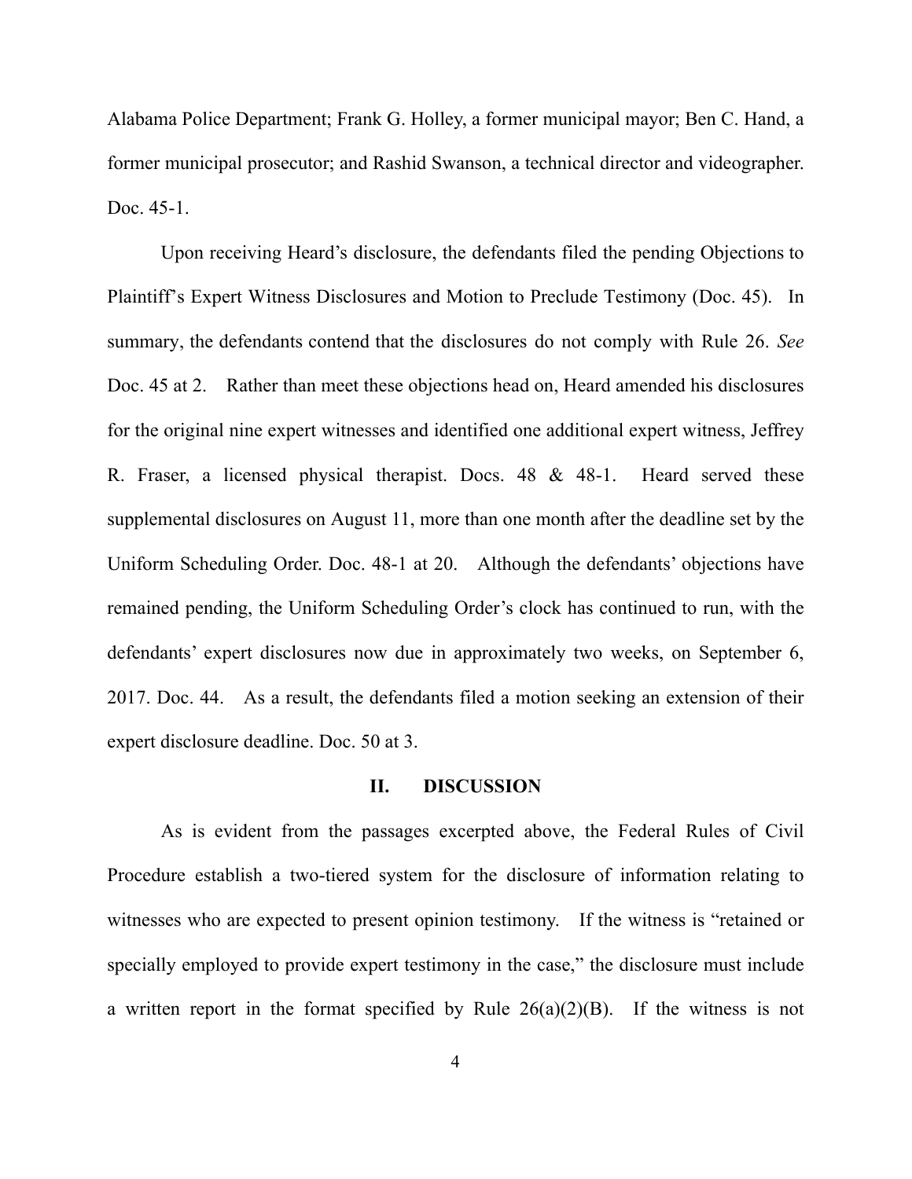Alabama Police Department; Frank G. Holley, a former municipal mayor; Ben C. Hand, a former municipal prosecutor; and Rashid Swanson, a technical director and videographer. Doc. 45-1.

Upon receiving Heard's disclosure, the defendants filed the pending Objections to Plaintiff's Expert Witness Disclosures and Motion to Preclude Testimony (Doc. 45). In summary, the defendants contend that the disclosures do not comply with Rule 26. *See* Doc. 45 at 2. Rather than meet these objections head on, Heard amended his disclosures for the original nine expert witnesses and identified one additional expert witness, Jeffrey R. Fraser, a licensed physical therapist. Docs. 48 & 48-1. Heard served these supplemental disclosures on August 11, more than one month after the deadline set by the Uniform Scheduling Order. Doc. 48-1 at 20. Although the defendants' objections have remained pending, the Uniform Scheduling Order's clock has continued to run, with the defendants' expert disclosures now due in approximately two weeks, on September 6, 2017. Doc. 44. As a result, the defendants filed a motion seeking an extension of their expert disclosure deadline. Doc. 50 at 3.

## II. DISCUSSION

As is evident from the passages excerpted above, the Federal Rules of Civil Procedure establish a two-tiered system for the disclosure of information relating to witnesses who are expected to present opinion testimony. If the witness is "retained or specially employed to provide expert testimony in the case," the disclosure must include a written report in the format specified by Rule 26(a)(2)(B). If the witness is not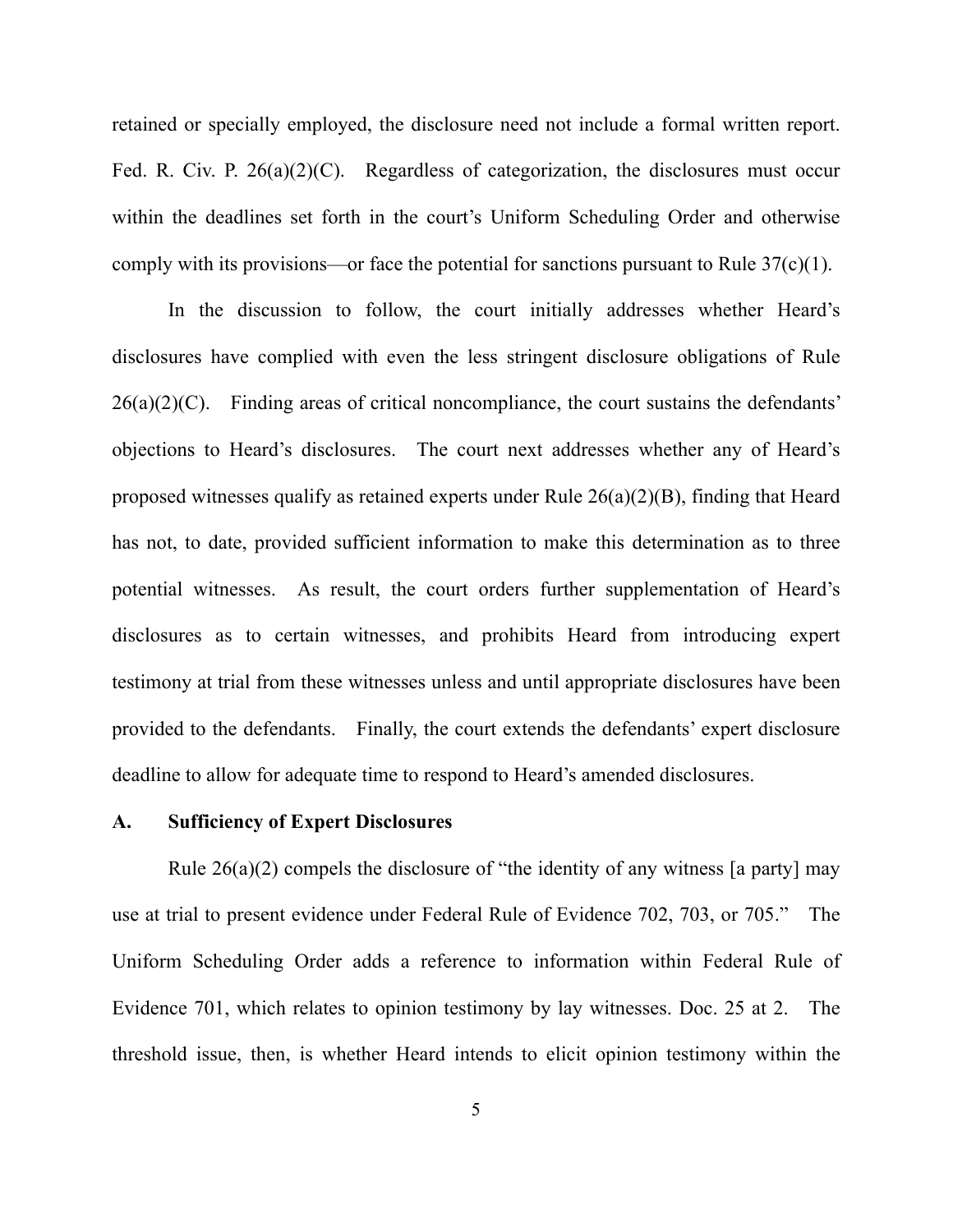retained or specially employed, the disclosure need not include a formal written report. Fed. R. Civ. P. 26(a)(2)(C). Regardless of categorization, the disclosures must occur within the deadlines set forth in the court's Uniform Scheduling Order and otherwise comply with its provisions—or face the potential for sanctions pursuant to Rule 37(c)(1).

In the discussion to follow, the court initially addresses whether Heard's disclosures have complied with even the less stringent disclosure obligations of Rule 26(a)(2)(C). Finding areas of critical noncompliance, the court sustains the defendants' objections to Heard's disclosures. The court next addresses whether any of Heard's proposed witnesses qualify as retained experts under Rule 26(a)(2)(B), finding that Heard has not, to date, provided sufficient information to make this determination as to three potential witnesses. As result, the court orders further supplementation of Heard's disclosures as to certain witnesses, and prohibits Heard from introducing expert testimony at trial from these witnesses unless and until appropriate disclosures have been provided to the defendants. Finally, the court extends the defendants' expert disclosure deadline to allow for adequate time to respond to Heard's amended disclosures.

### A. Sufficiency of Expert Disclosures

Rule 26(a)(2) compels the disclosure of "the identity of any witness [a party] may use at trial to present evidence under Federal Rule of Evidence 702, 703, or 705." The Uniform Scheduling Order adds a reference to information within Federal Rule of Evidence 701, which relates to opinion testimony by lay witnesses. Doc. 25 at 2. The threshold issue, then, is whether Heard intends to elicit opinion testimony within the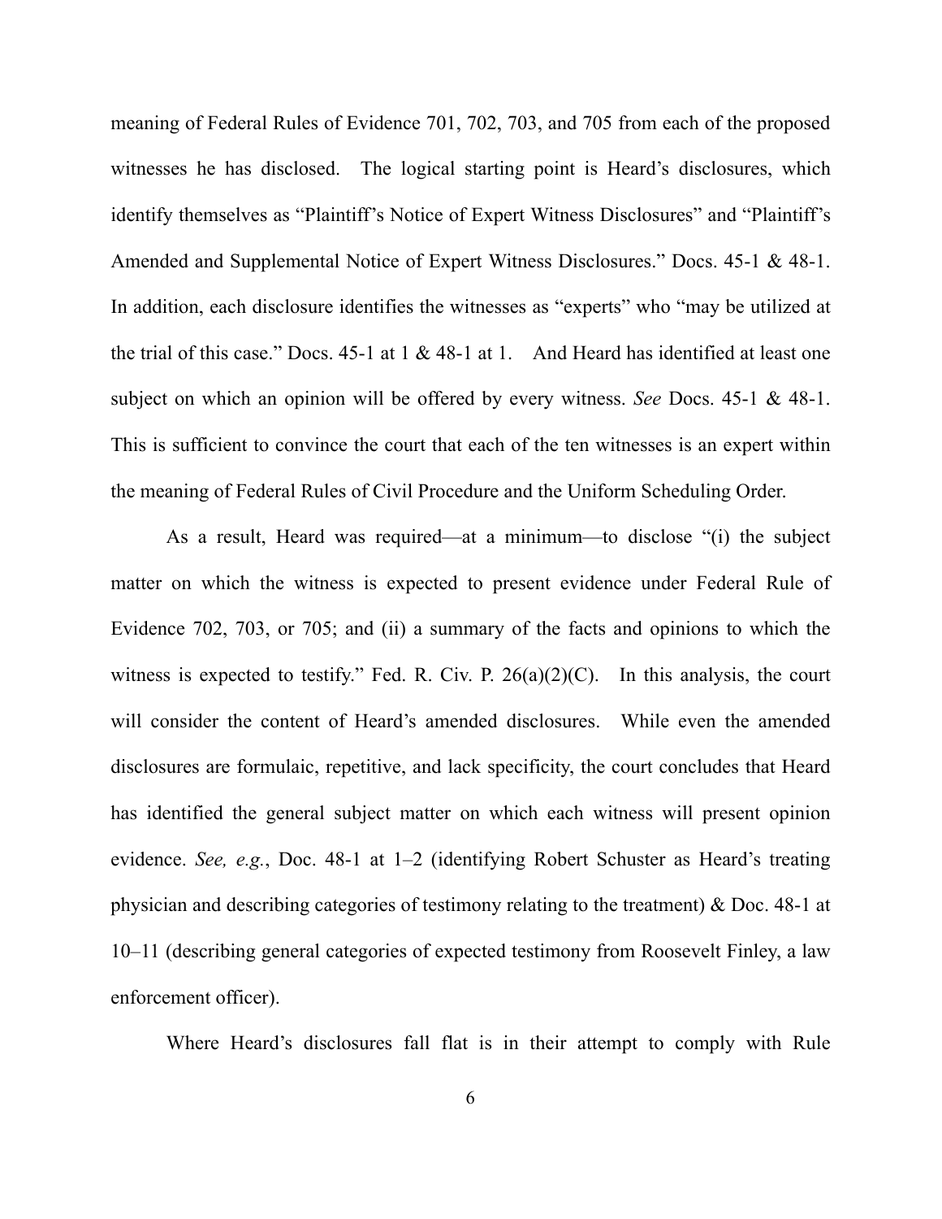meaning of Federal Rules of Evidence 701, 702, 703, and 705 from each of the proposed witnesses he has disclosed. The logical starting point is Heard's disclosures, which identify themselves as "Plaintiff's Notice of Expert Witness Disclosures" and "Plaintiff's Amended and Supplemental Notice of Expert Witness Disclosures." Docs. 45-1 & 48-1. In addition, each disclosure identifies the witnesses as "experts" who "may be utilized at the trial of this case." Docs. 45-1 at 1 & 48-1 at 1. And Heard has identified at least one subject on which an opinion will be offered by every witness. *See* Docs. 45-1 & 48-1. This is sufficient to convince the court that each of the ten witnesses is an expert within the meaning of Federal Rules of Civil Procedure and the Uniform Scheduling Order.

As a result, Heard was required—at a minimum—to disclose "(i) the subject matter on which the witness is expected to present evidence under Federal Rule of Evidence 702, 703, or 705; and (ii) a summary of the facts and opinions to which the witness is expected to testify." Fed. R. Civ. P. 26(a)(2)(C). In this analysis, the court will consider the content of Heard's amended disclosures. While even the amended disclosures are formulaic, repetitive, and lack specificity, the court concludes that Heard has identified the general subject matter on which each witness will present opinion evidence. *See, e.g.*, Doc. 48-1 at 1–2 (identifying Robert Schuster as Heard's treating physician and describing categories of testimony relating to the treatment) & Doc. 48-1 at 10–11 (describing general categories of expected testimony from Roosevelt Finley, a law enforcement officer).

Where Heard's disclosures fall flat is in their attempt to comply with Rule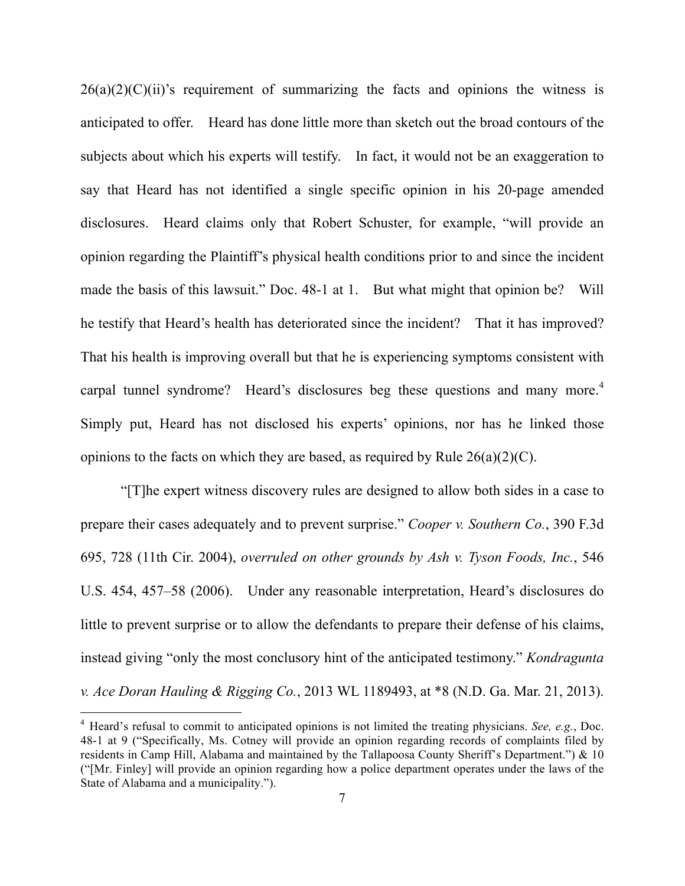26(a)(2)(C)(ii)'s requirement of summarizing the facts and opinions the witness is anticipated to offer. Heard has done little more than sketch out the broad contours of the subjects about which his experts will testify. In fact, it would not be an exaggeration to say that Heard has not identified a single specific opinion in his 20-page amended disclosures. Heard claims only that Robert Schuster, for example, "will provide an opinion regarding the Plaintiff's physical health conditions prior to and since the incident made the basis of this lawsuit." Doc. 48-1 at 1. But what might that opinion be? Will he testify that Heard's health has deteriorated since the incident? That it has improved? That his health is improving overall but that he is experiencing symptoms consistent with carpal tunnel syndrome? Heard's disclosures beg these questions and many more.[4] Simply put, Heard has not disclosed his experts' opinions, nor has he linked those opinions to the facts on which they are based, as required by Rule 26(a)(2)(C).

"[T]he expert witness discovery rules are designed to allow both sides in a case to prepare their cases adequately and to prevent surprise." *Cooper v. Southern Co.*, 390 F.3d 695, 728 (11th Cir. 2004), *overruled on other grounds by Ash v. Tyson Foods, Inc.*, 546 U.S. 454, 457–58 (2006). Under any reasonable interpretation, Heard's disclosures do little to prevent surprise or to allow the defendants to prepare their defense of his claims, instead giving "only the most conclusory hint of the anticipated testimony." *Kondragunta v. Ace Doran Hauling & Rigging Co.*, 2013 WL 1189493, at *8 (N.D. Ga. Mar. 21, 2013).

---

[4] Heard's refusal to commit to anticipated opinions is not limited the treating physicians. *See, e.g.*, Doc. 48-1 at 9 ("Specifically, Ms. Cotney will provide an opinion regarding records of complaints filed by residents in Camp Hill, Alabama and maintained by the Tallapoosa County Sheriff's Department.") & 10 ("[Mr. Finley] will provide an opinion regarding how a police department operates under the laws of the State of Alabama and a municipality.").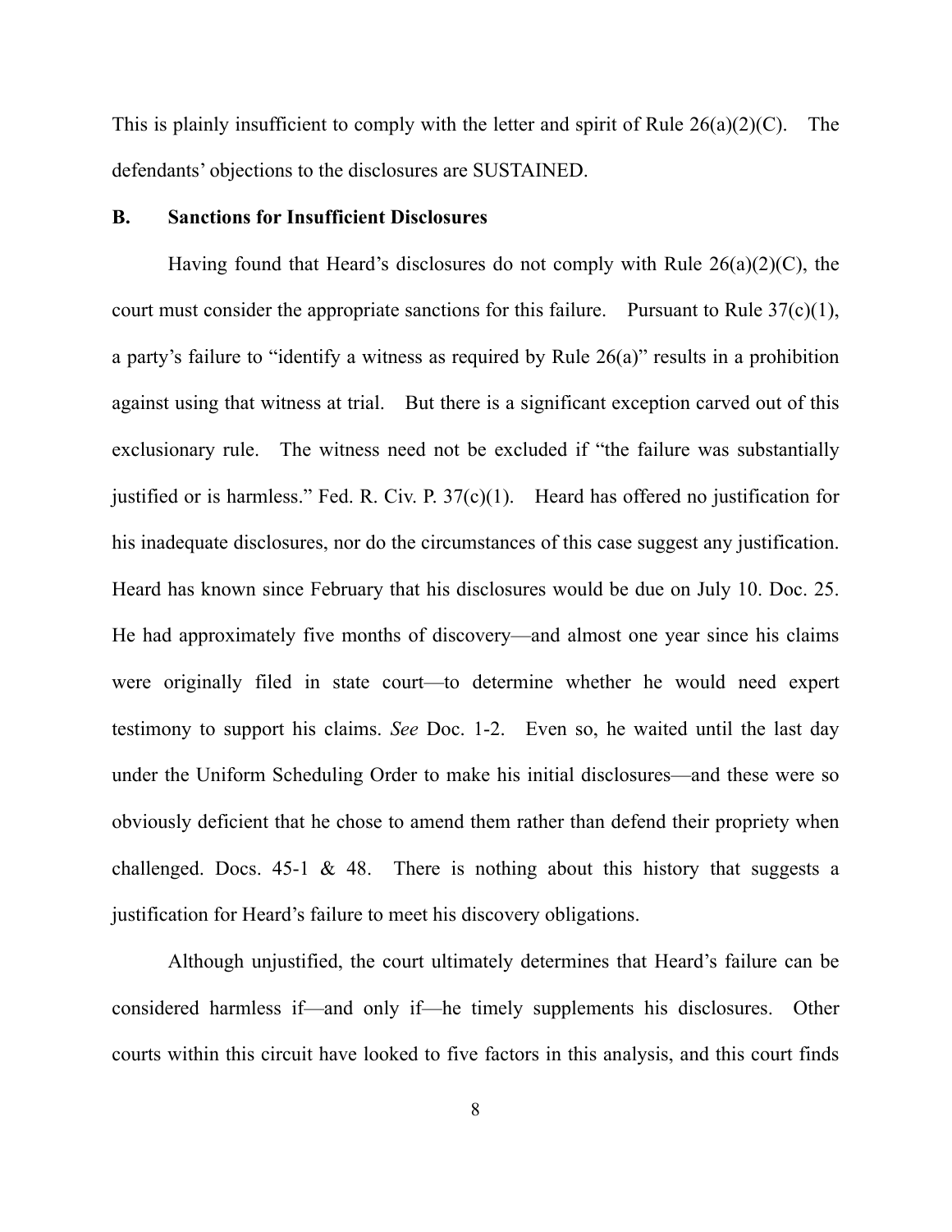This is plainly insufficient to comply with the letter and spirit of Rule 26(a)(2)(C). The defendants' objections to the disclosures are SUSTAINED.

### B. Sanctions for Insufficient Disclosures

Having found that Heard's disclosures do not comply with Rule 26(a)(2)(C), the court must consider the appropriate sanctions for this failure. Pursuant to Rule 37(c)(1), a party's failure to "identify a witness as required by Rule 26(a)" results in a prohibition against using that witness at trial. But there is a significant exception carved out of this exclusionary rule. The witness need not be excluded if "the failure was substantially justified or is harmless." Fed. R. Civ. P. 37(c)(1). Heard has offered no justification for his inadequate disclosures, nor do the circumstances of this case suggest any justification. Heard has known since February that his disclosures would be due on July 10. Doc. 25. He had approximately five months of discovery—and almost one year since his claims were originally filed in state court—to determine whether he would need expert testimony to support his claims. *See* Doc. 1-2. Even so, he waited until the last day under the Uniform Scheduling Order to make his initial disclosures—and these were so obviously deficient that he chose to amend them rather than defend their propriety when challenged. Docs. 45-1 & 48. There is nothing about this history that suggests a justification for Heard's failure to meet his discovery obligations.

Although unjustified, the court ultimately determines that Heard's failure can be considered harmless if—and only if—he timely supplements his disclosures. Other courts within this circuit have looked to five factors in this analysis, and this court finds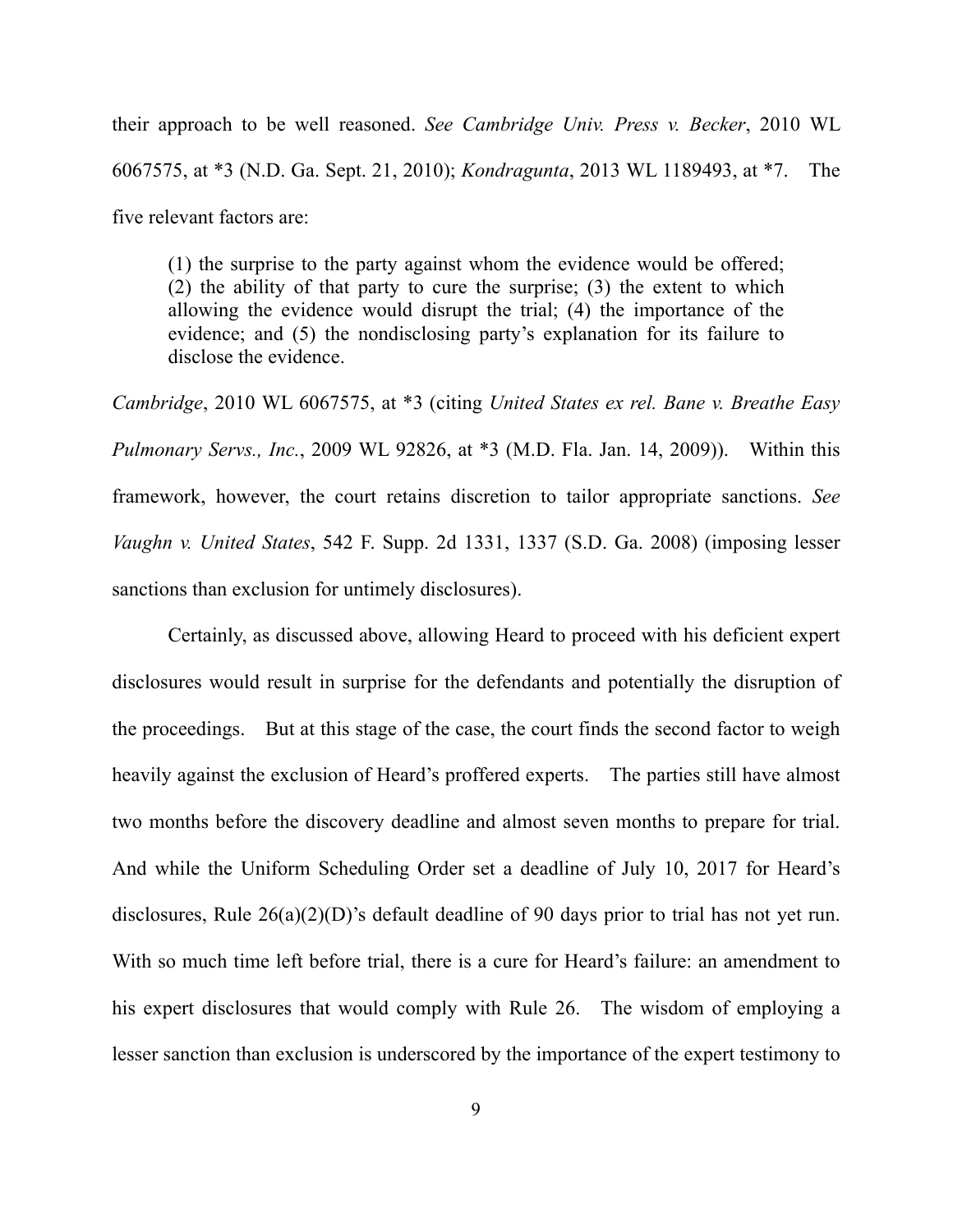their approach to be well reasoned. *See Cambridge Univ. Press v. Becker*, 2010 WL 6067575, at *3 (N.D. Ga. Sept. 21, 2010); *Kondragunta*, 2013 WL 1189493, at *7. The five relevant factors are:

> (1) the surprise to the party against whom the evidence would be offered; (2) the ability of that party to cure the surprise; (3) the extent to which allowing the evidence would disrupt the trial; (4) the importance of the evidence; and (5) the nondisclosing party's explanation for its failure to disclose the evidence.

*Cambridge*, 2010 WL 6067575, at *3 (citing *United States ex rel. Bane v. Breathe Easy Pulmonary Servs., Inc.*, 2009 WL 92826, at *3 (M.D. Fla. Jan. 14, 2009)). Within this framework, however, the court retains discretion to tailor appropriate sanctions. *See Vaughn v. United States*, 542 F. Supp. 2d 1331, 1337 (S.D. Ga. 2008) (imposing lesser sanctions than exclusion for untimely disclosures).

Certainly, as discussed above, allowing Heard to proceed with his deficient expert disclosures would result in surprise for the defendants and potentially the disruption of the proceedings. But at this stage of the case, the court finds the second factor to weigh heavily against the exclusion of Heard's proffered experts. The parties still have almost two months before the discovery deadline and almost seven months to prepare for trial. And while the Uniform Scheduling Order set a deadline of July 10, 2017 for Heard's disclosures, Rule 26(a)(2)(D)'s default deadline of 90 days prior to trial has not yet run. With so much time left before trial, there is a cure for Heard's failure: an amendment to his expert disclosures that would comply with Rule 26. The wisdom of employing a lesser sanction than exclusion is underscored by the importance of the expert testimony to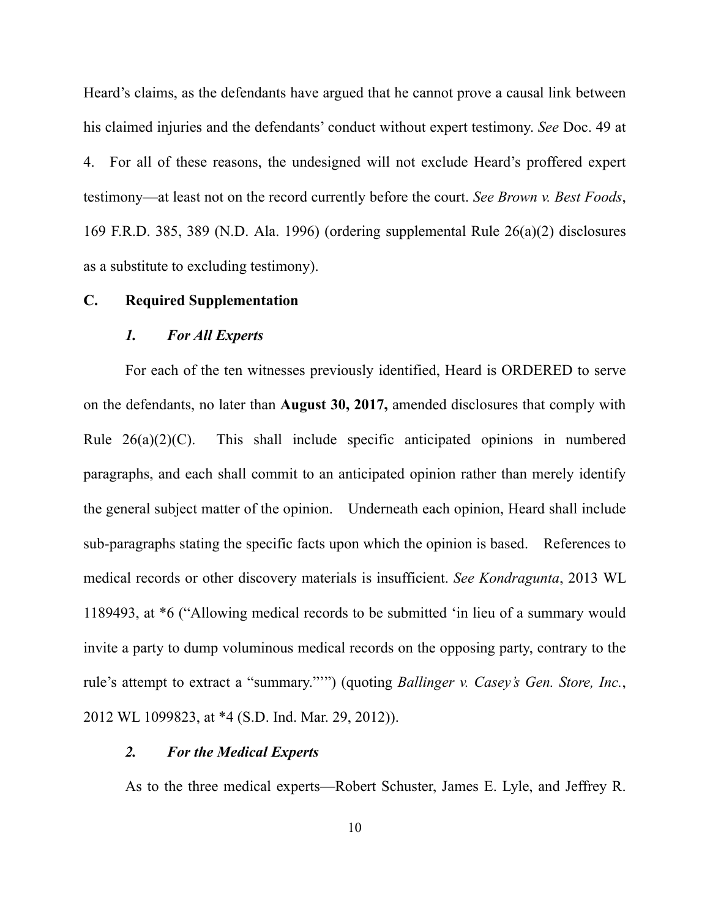Heard's claims, as the defendants have argued that he cannot prove a causal link between his claimed injuries and the defendants' conduct without expert testimony. *See* Doc. 49 at 4. For all of these reasons, the undesigned will not exclude Heard's proffered expert testimony—at least not on the record currently before the court. *See Brown v. Best Foods*, 169 F.R.D. 385, 389 (N.D. Ala. 1996) (ordering supplemental Rule 26(a)(2) disclosures as a substitute to excluding testimony).

### C. Required Supplementation

#### *1. For All Experts*

For each of the ten witnesses previously identified, Heard is ORDERED to serve on the defendants, no later than **August 30, 2017,** amended disclosures that comply with Rule 26(a)(2)(C). This shall include specific anticipated opinions in numbered paragraphs, and each shall commit to an anticipated opinion rather than merely identify the general subject matter of the opinion. Underneath each opinion, Heard shall include sub-paragraphs stating the specific facts upon which the opinion is based. References to medical records or other discovery materials is insufficient. *See Kondragunta*, 2013 WL 1189493, at *6 ("Allowing medical records to be submitted 'in lieu of a summary would invite a party to dump voluminous medical records on the opposing party, contrary to the rule's attempt to extract a "summary."'") (quoting *Ballinger v. Casey's Gen. Store, Inc.*, 2012 WL 1099823, at *4 (S.D. Ind. Mar. 29, 2012)).

#### *2. For the Medical Experts*

As to the three medical experts—Robert Schuster, James E. Lyle, and Jeffrey R.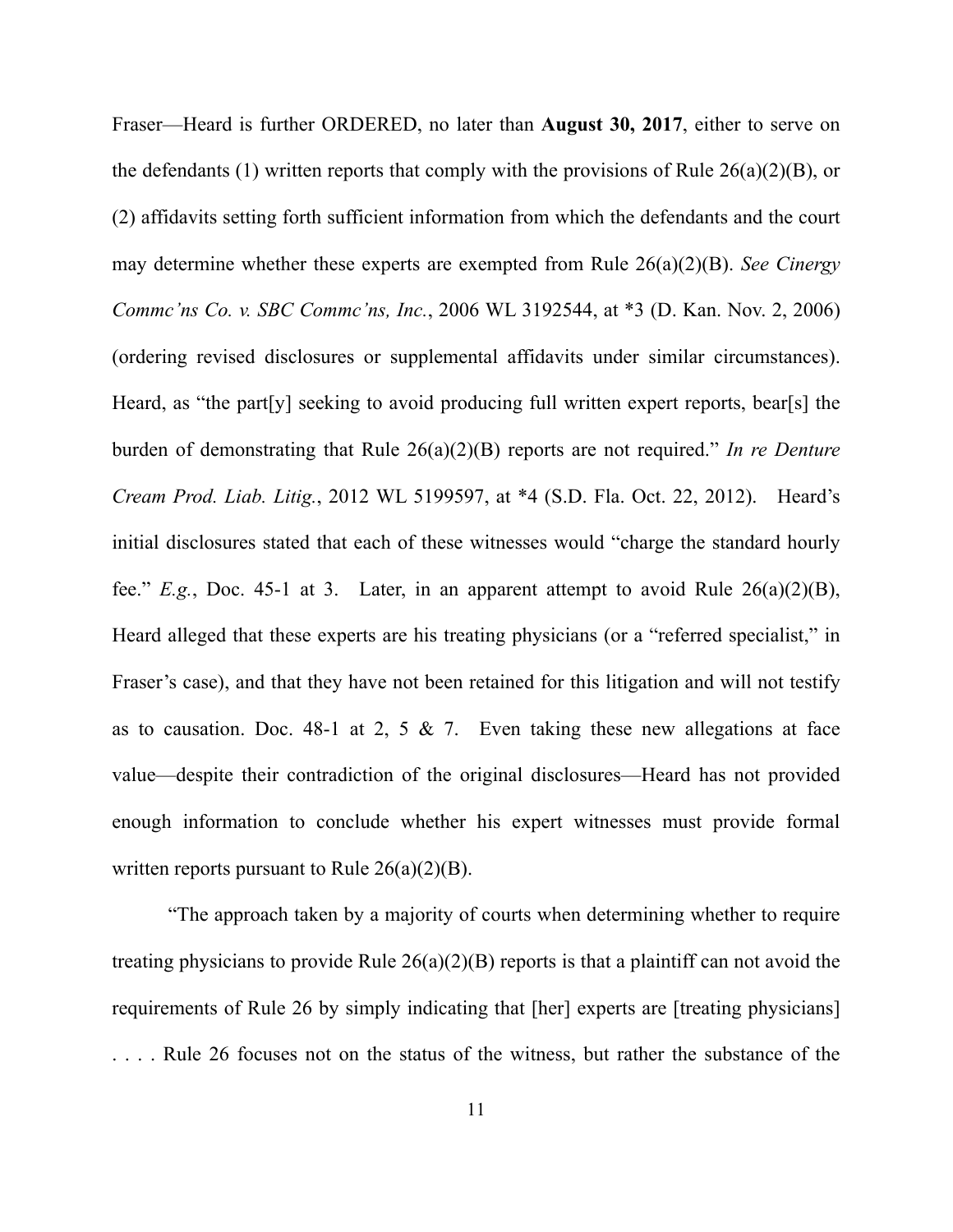Fraser—Heard is further ORDERED, no later than **August 30, 2017**, either to serve on the defendants (1) written reports that comply with the provisions of Rule 26(a)(2)(B), or (2) affidavits setting forth sufficient information from which the defendants and the court may determine whether these experts are exempted from Rule 26(a)(2)(B). *See Cinergy Commc'ns Co. v. SBC Commc'ns, Inc.*, 2006 WL 3192544, at *3 (D. Kan. Nov. 2, 2006) (ordering revised disclosures or supplemental affidavits under similar circumstances). Heard, as "the part[y] seeking to avoid producing full written expert reports, bear[s] the burden of demonstrating that Rule 26(a)(2)(B) reports are not required." *In re Denture Cream Prod. Liab. Litig.*, 2012 WL 5199597, at *4 (S.D. Fla. Oct. 22, 2012). Heard's initial disclosures stated that each of these witnesses would "charge the standard hourly fee." *E.g.*, Doc. 45-1 at 3. Later, in an apparent attempt to avoid Rule 26(a)(2)(B), Heard alleged that these experts are his treating physicians (or a "referred specialist," in Fraser's case), and that they have not been retained for this litigation and will not testify as to causation. Doc. 48-1 at 2, 5 & 7. Even taking these new allegations at face value—despite their contradiction of the original disclosures—Heard has not provided enough information to conclude whether his expert witnesses must provide formal written reports pursuant to Rule 26(a)(2)(B).

"The approach taken by a majority of courts when determining whether to require treating physicians to provide Rule 26(a)(2)(B) reports is that a plaintiff can not avoid the requirements of Rule 26 by simply indicating that [her] experts are [treating physicians] . . . . Rule 26 focuses not on the status of the witness, but rather the substance of the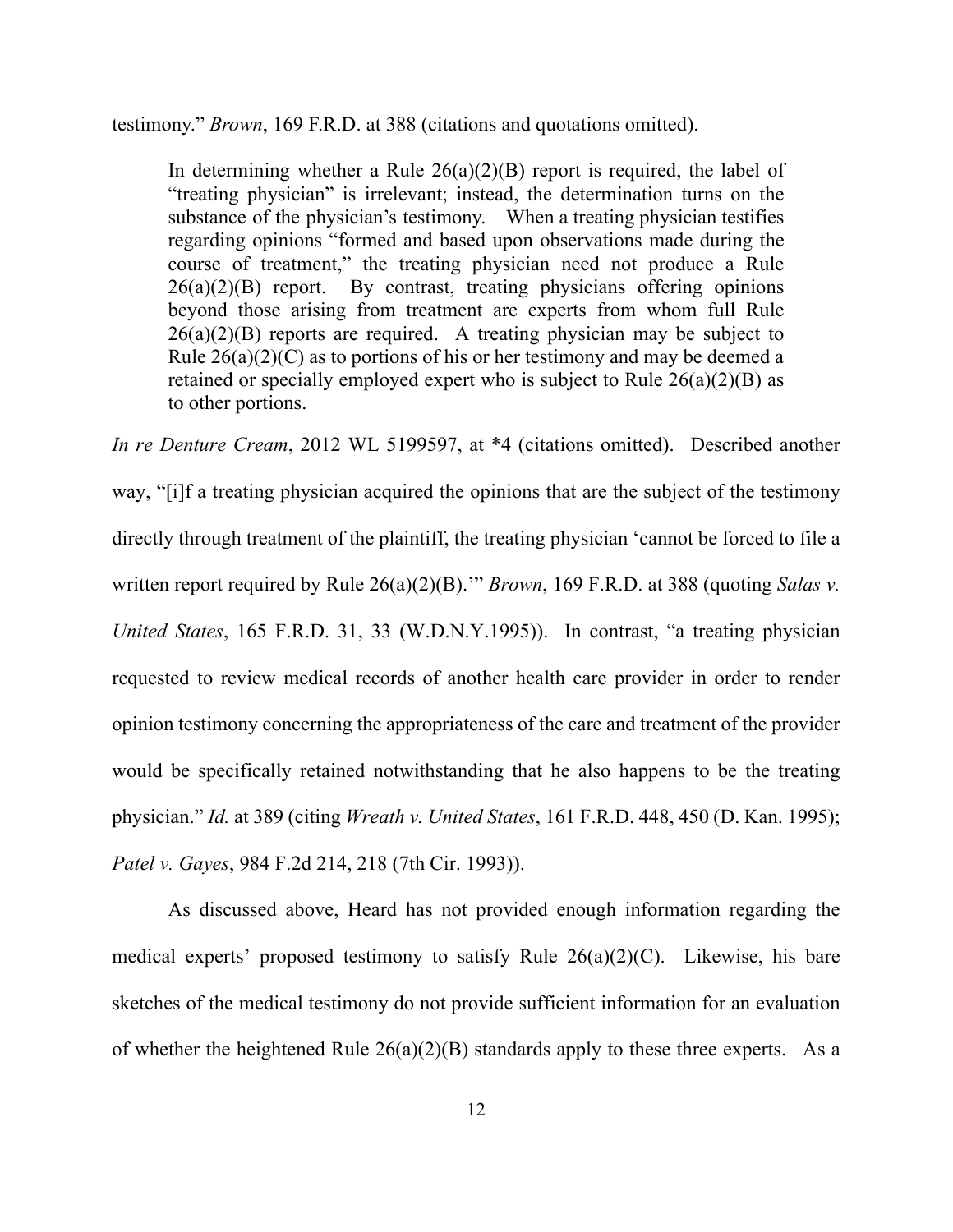testimony." *Brown*, 169 F.R.D. at 388 (citations and quotations omitted).

> In determining whether a Rule 26(a)(2)(B) report is required, the label of "treating physician" is irrelevant; instead, the determination turns on the substance of the physician's testimony. When a treating physician testifies regarding opinions "formed and based upon observations made during the course of treatment," the treating physician need not produce a Rule 26(a)(2)(B) report. By contrast, treating physicians offering opinions beyond those arising from treatment are experts from whom full Rule 26(a)(2)(B) reports are required. A treating physician may be subject to Rule 26(a)(2)(C) as to portions of his or her testimony and may be deemed a retained or specially employed expert who is subject to Rule 26(a)(2)(B) as to other portions.

*In re Denture Cream*, 2012 WL 5199597, at *4 (citations omitted). Described another way, "[i]f a treating physician acquired the opinions that are the subject of the testimony directly through treatment of the plaintiff, the treating physician 'cannot be forced to file a written report required by Rule 26(a)(2)(B).'" *Brown*, 169 F.R.D. at 388 (quoting *Salas v. United States*, 165 F.R.D. 31, 33 (W.D.N.Y.1995)). In contrast, "a treating physician requested to review medical records of another health care provider in order to render opinion testimony concerning the appropriateness of the care and treatment of the provider would be specifically retained notwithstanding that he also happens to be the treating physician." *Id.* at 389 (citing *Wreath v. United States*, 161 F.R.D. 448, 450 (D. Kan. 1995); *Patel v. Gayes*, 984 F.2d 214, 218 (7th Cir. 1993)).

As discussed above, Heard has not provided enough information regarding the medical experts' proposed testimony to satisfy Rule 26(a)(2)(C). Likewise, his bare sketches of the medical testimony do not provide sufficient information for an evaluation of whether the heightened Rule 26(a)(2)(B) standards apply to these three experts. As a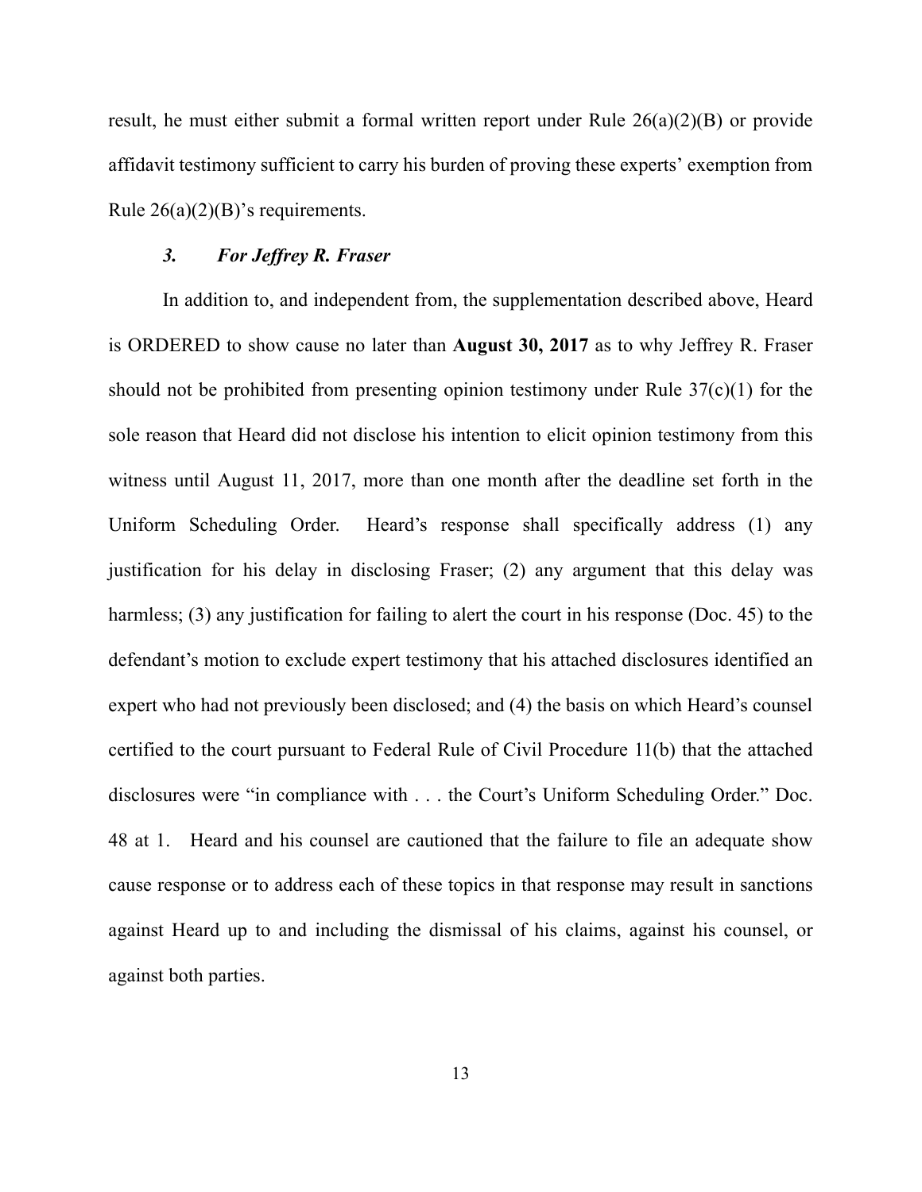result, he must either submit a formal written report under Rule 26(a)(2)(B) or provide affidavit testimony sufficient to carry his burden of proving these experts' exemption from Rule 26(a)(2)(B)'s requirements.

### *3. For Jeffrey R. Fraser*

In addition to, and independent from, the supplementation described above, Heard is ORDERED to show cause no later than **August 30, 2017** as to why Jeffrey R. Fraser should not be prohibited from presenting opinion testimony under Rule 37(c)(1) for the sole reason that Heard did not disclose his intention to elicit opinion testimony from this witness until August 11, 2017, more than one month after the deadline set forth in the Uniform Scheduling Order. Heard's response shall specifically address (1) any justification for his delay in disclosing Fraser; (2) any argument that this delay was harmless; (3) any justification for failing to alert the court in his response (Doc. 45) to the defendant's motion to exclude expert testimony that his attached disclosures identified an expert who had not previously been disclosed; and (4) the basis on which Heard's counsel certified to the court pursuant to Federal Rule of Civil Procedure 11(b) that the attached disclosures were "in compliance with . . . the Court's Uniform Scheduling Order." Doc. 48 at 1. Heard and his counsel are cautioned that the failure to file an adequate show cause response or to address each of these topics in that response may result in sanctions against Heard up to and including the dismissal of his claims, against his counsel, or against both parties.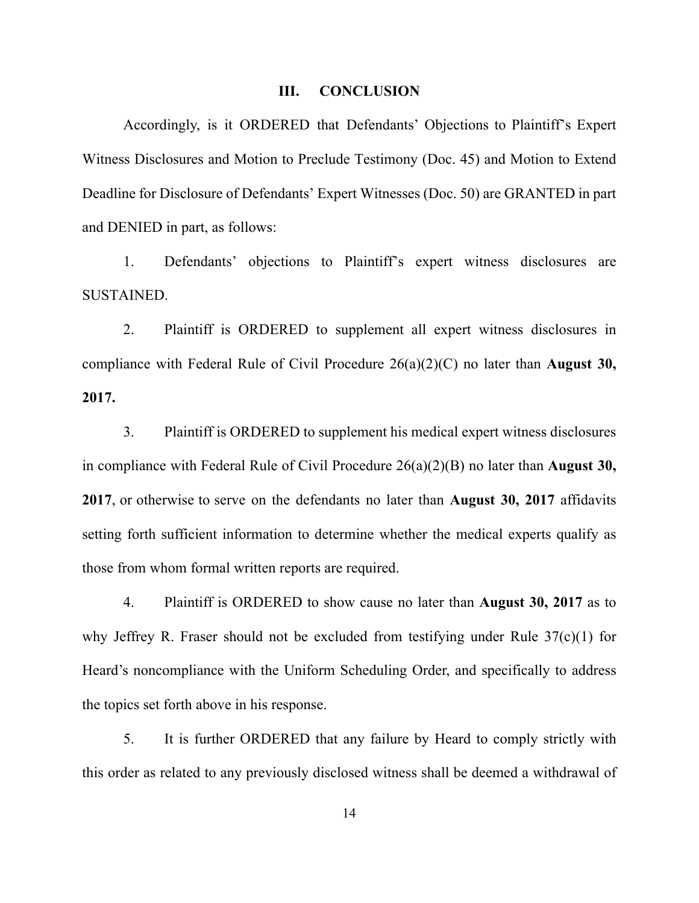## III. CONCLUSION

Accordingly, is it ORDERED that Defendants' Objections to Plaintiff's Expert Witness Disclosures and Motion to Preclude Testimony (Doc. 45) and Motion to Extend Deadline for Disclosure of Defendants' Expert Witnesses (Doc. 50) are GRANTED in part and DENIED in part, as follows:

1. Defendants' objections to Plaintiff's expert witness disclosures are SUSTAINED.

2. Plaintiff is ORDERED to supplement all expert witness disclosures in compliance with Federal Rule of Civil Procedure 26(a)(2)(C) no later than **August 30, 2017.**

3. Plaintiff is ORDERED to supplement his medical expert witness disclosures in compliance with Federal Rule of Civil Procedure 26(a)(2)(B) no later than **August 30, 2017**, or otherwise to serve on the defendants no later than **August 30, 2017** affidavits setting forth sufficient information to determine whether the medical experts qualify as those from whom formal written reports are required.

4. Plaintiff is ORDERED to show cause no later than **August 30, 2017** as to why Jeffrey R. Fraser should not be excluded from testifying under Rule 37(c)(1) for Heard's noncompliance with the Uniform Scheduling Order, and specifically to address the topics set forth above in his response.

5. It is further ORDERED that any failure by Heard to comply strictly with this order as related to any previously disclosed witness shall be deemed a withdrawal of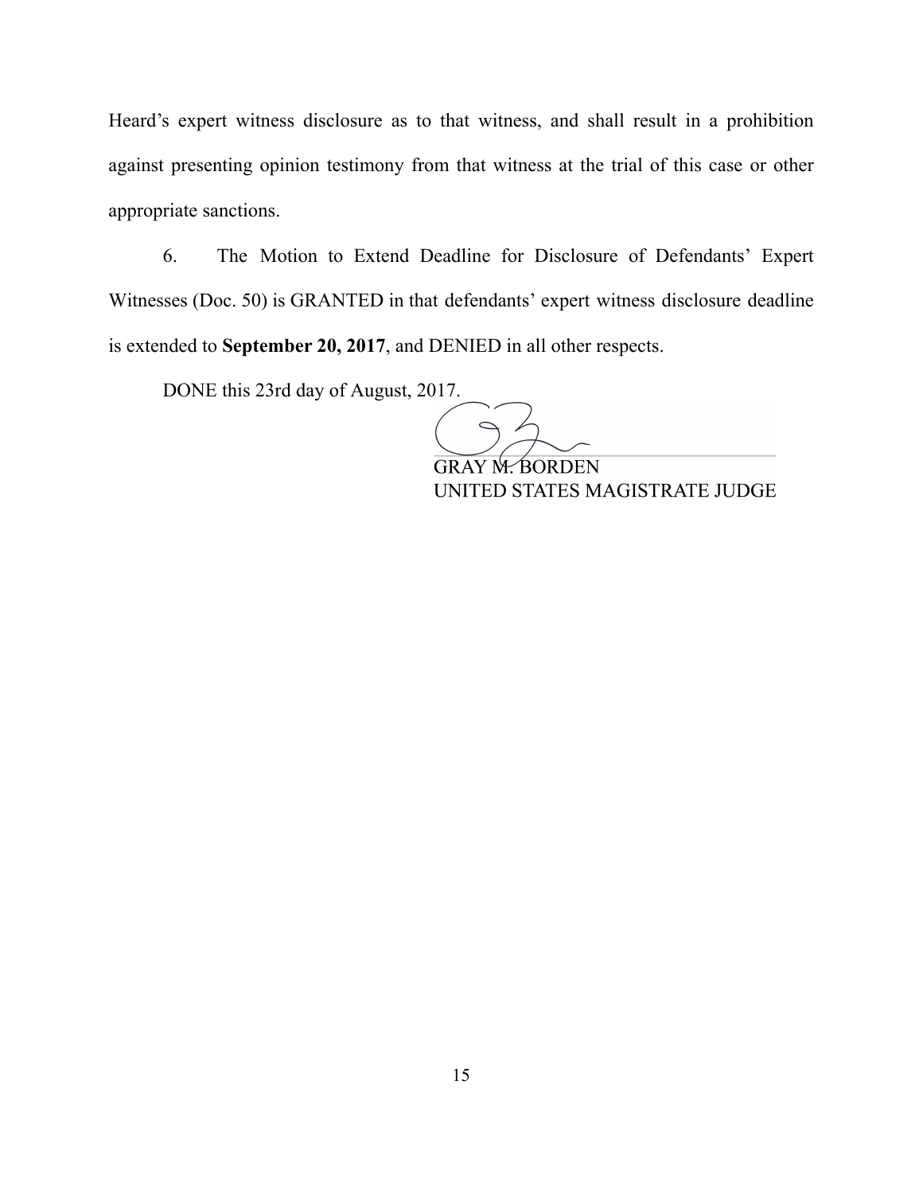Heard's expert witness disclosure as to that witness, and shall result in a prohibition against presenting opinion testimony from that witness at the trial of this case or other appropriate sanctions.

6. The Motion to Extend Deadline for Disclosure of Defendants' Expert Witnesses (Doc. 50) is GRANTED in that defendants' expert witness disclosure deadline is extended to **September 20, 2017**, and DENIED in all other respects.

DONE this 23rd day of August, 2017.

GRAY M. BORDEN
UNITED STATES MAGISTRATE JUDGE